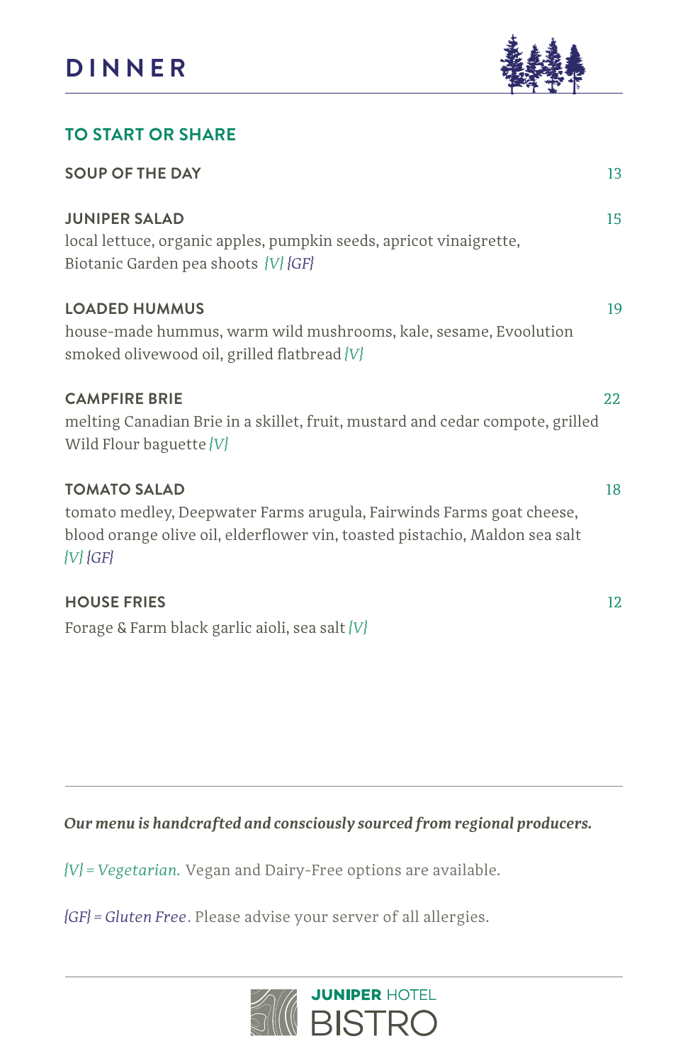# DINNER

## TO START OR SHARE

### SOUP OF THE DAY — 13

### JUNIPER SALAD — 15

local lettuce, organic apples, pumpkin seeds, apricot vinaigrette, Biotanic Garden pea shoots *{V}* *{GF}*

### LOADED HUMMUS — 19

house-made hummus, warm wild mushrooms, kale, sesame, Evoolution smoked olivewood oil, grilled flatbread *{V}*

### CAMPFIRE BRIE — 22

melting Canadian Brie in a skillet, fruit, mustard and cedar compote, grilled Wild Flour baguette *{V}*

### TOMATO SALAD — 18

tomato medley, Deepwater Farms arugula, Fairwinds Farms goat cheese, blood orange olive oil, elderflower vin, toasted pistachio, Maldon sea salt *{V}* *{GF}*

### HOUSE FRIES — 12

Forage & Farm black garlic aioli, sea salt *{V}*

---

***Our menu is handcrafted and consciously sourced from regional producers.***

*{V} = Vegetarian.* Vegan and Dairy-Free options are available.

*{GF} = Gluten Free*. Please advise your server of all allergies.

---

**JUNIPER** HOTEL
BISTRO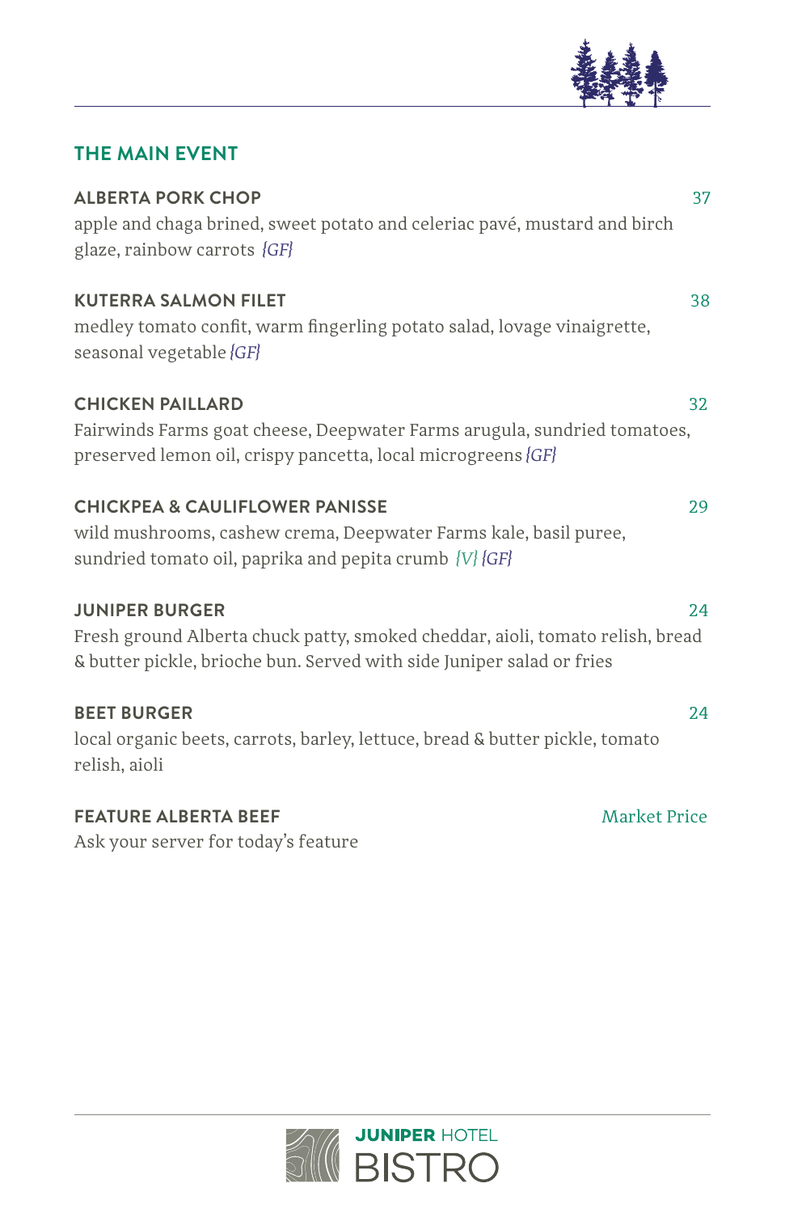## THE MAIN EVENT

**ALBERTA PORK CHOP** 37
apple and chaga brined, sweet potato and celeriac pavé, mustard and birch glaze, rainbow carrots *{GF}*

**KUTERRA SALMON FILET** 38
medley tomato confit, warm fingerling potato salad, lovage vinaigrette, seasonal vegetable *{GF}*

**CHICKEN PAILLARD** 32
Fairwinds Farms goat cheese, Deepwater Farms arugula, sundried tomatoes, preserved lemon oil, crispy pancetta, local microgreens *{GF}*

**CHICKPEA & CAULIFLOWER PANISSE** 29
wild mushrooms, cashew crema, Deepwater Farms kale, basil puree, sundried tomato oil, paprika and pepita crumb *{V}* *{GF}*

**JUNIPER BURGER** 24
Fresh ground Alberta chuck patty, smoked cheddar, aioli, tomato relish, bread & butter pickle, brioche bun. Served with side Juniper salad or fries

**BEET BURGER** 24
local organic beets, carrots, barley, lettuce, bread & butter pickle, tomato relish, aioli

**FEATURE ALBERTA BEEF** Market Price
Ask your server for today's feature

JUNIPER HOTEL BISTRO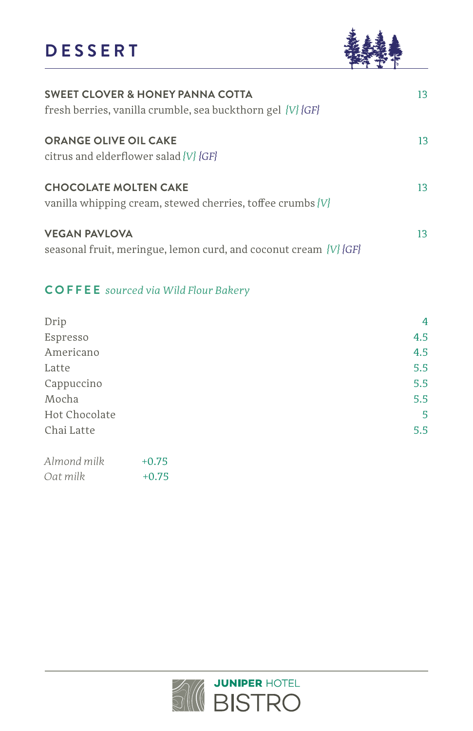# DESSERT

**SWEET CLOVER & HONEY PANNA COTTA** 13
fresh berries, vanilla crumble, sea buckthorn gel *{V} {GF}*

**ORANGE OLIVE OIL CAKE** 13
citrus and elderflower salad *{V} {GF}*

**CHOCOLATE MOLTEN CAKE** 13
vanilla whipping cream, stewed cherries, toffee crumbs *{V}*

**VEGAN PAVLOVA** 13
seasonal fruit, meringue, lemon curd, and coconut cream *{V} {GF}*

## COFFEE *sourced via Wild Flour Bakery*

| | |
|---|---|
| Drip | 4 |
| Espresso | 4.5 |
| Americano | 4.5 |
| Latte | 5.5 |
| Cappuccino | 5.5 |
| Mocha | 5.5 |
| Hot Chocolate | 5 |
| Chai Latte | 5.5 |

| | |
|---|---|
| *Almond milk* | +0.75 |
| *Oat milk* | +0.75 |

JUNIPER HOTEL BISTRO